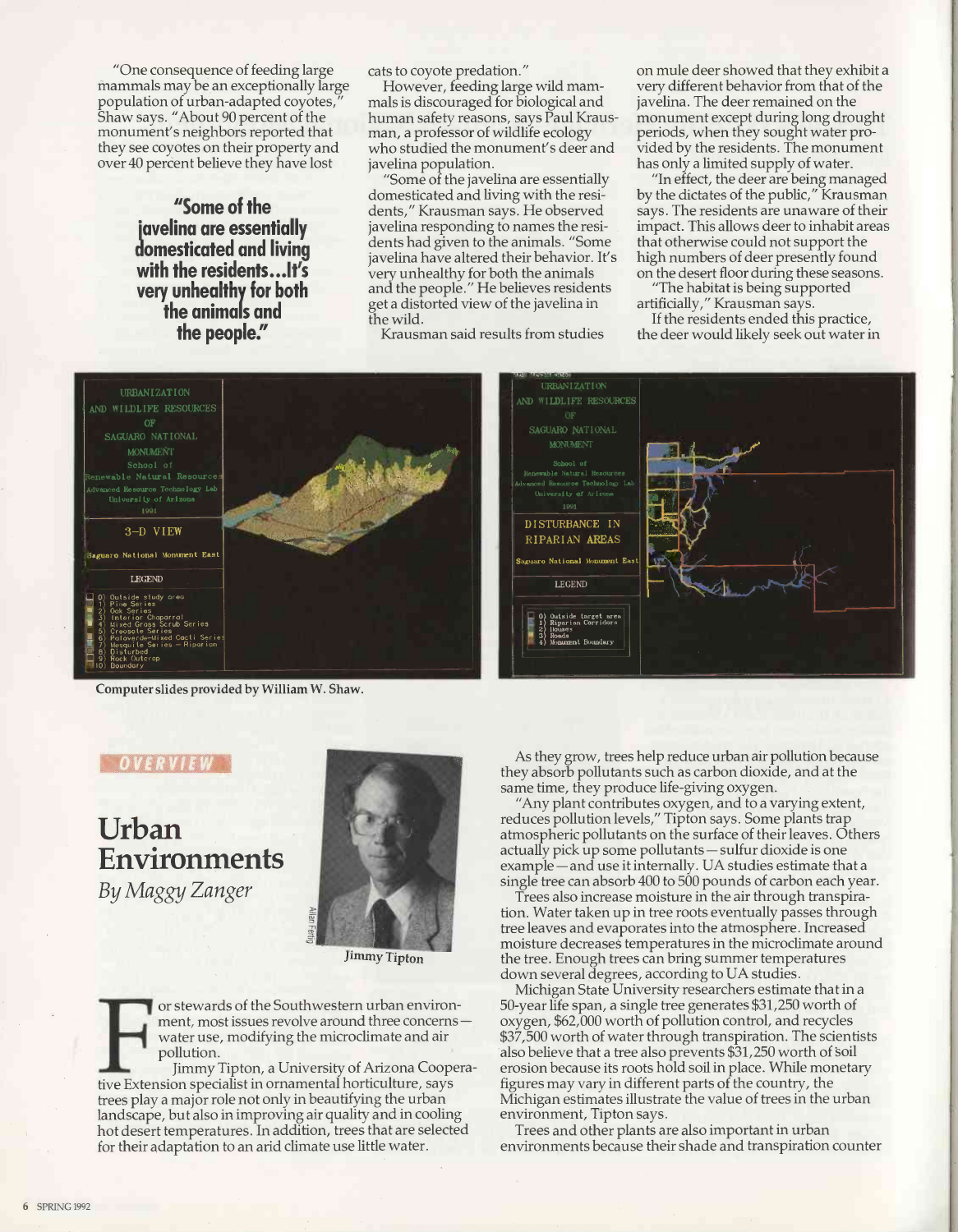"One consequence of feeding large mammals may be an exceptionally large population of urban-adapted coyotes," Shaw says. "About 90 percent of the monument's neighbors reported that they see coyotes on their property and over 40 percent believe they have lost cats to coyote predation."

However, feeding large wild mammals is discouraged for biological and human safety reasons, says Paul Krausman, a professor of wildlife ecology who studied the monument's deer and javelina population.

"Some of the javelina are essentially domesticated and living with the residents," Krausman says. He observed javelina responding to names the residents had given to the animals. "Some javelina have altered their behavior. It's very unhealthy for both the animals and the people." He believes residents get a distorted view of the javelina in the wild.

**"Some of the javelina are essentially domesticated and living with the residents...It's very unhealthy for both the animals and the people."**

Krausman said results from studies on mule deer showed that they exhibit a very different behavior from that of the javelina. The deer remained on the monument except during long drought periods, when they sought water provided by the residents. The monument has only a limited supply of water.

"In effect, the deer are being managed by the dictates of the public," Krausman says. The residents are unaware of their impact. This allows deer to inhabit areas that otherwise could not support the high numbers of deer presently found on the desert floor during these seasons.

"The habitat is being supported artificially," Krausman says.

If the residents ended this practice, the deer would likely seek out water in

Computer slides provided by William W. Shaw.

OVERVIEW

# Urban Environments

*By Maggy Zanger*

Jimmy Tipton

For stewards of the Southwestern urban environment, most issues revolve around three concerns—water use, modifying the microclimate and air pollution.

Jimmy Tipton, a University of Arizona Cooperative Extension specialist in ornamental horticulture, says trees play a major role not only in beautifying the urban landscape, but also in improving air quality and in cooling hot desert temperatures. In addition, trees that are selected for their adaptation to an arid climate use little water.

As they grow, trees help reduce urban air pollution because they absorb pollutants such as carbon dioxide, and at the same time, they produce life-giving oxygen.

"Any plant contributes oxygen, and to a varying extent, reduces pollution levels," Tipton says. Some plants trap atmospheric pollutants on the surface of their leaves. Others actually pick up some pollutants—sulfur dioxide is one example—and use it internally. UA studies estimate that a single tree can absorb 400 to 500 pounds of carbon each year.

Trees also increase moisture in the air through transpiration. Water taken up in tree roots eventually passes through tree leaves and evaporates into the atmosphere. Increased moisture decreases temperatures in the microclimate around the tree. Enough trees can bring summer temperatures down several degrees, according to UA studies.

Michigan State University researchers estimate that in a 50-year life span, a single tree generates $31,250 worth of oxygen, $62,000 worth of pollution control, and recycles $37,500 worth of water through transpiration. The scientists also believe that a tree also prevents $31,250 worth of soil erosion because its roots hold soil in place. While monetary figures may vary in different parts of the country, the Michigan estimates illustrate the value of trees in the urban environment, Tipton says.

Trees and other plants are also important in urban environments because their shade and transpiration counter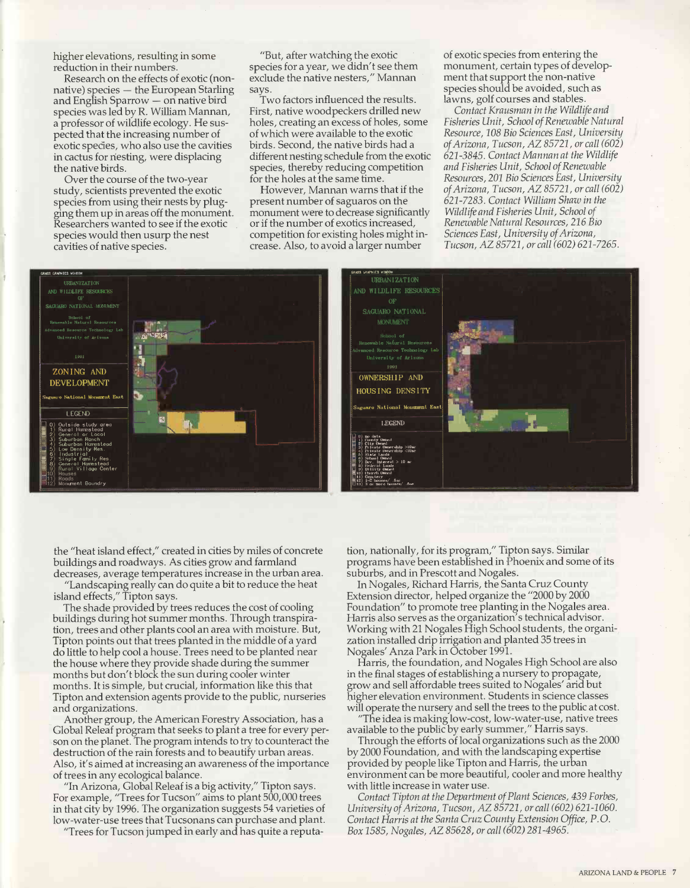higher elevations, resulting in some reduction in their numbers.

Research on the effects of exotic (non-native) species — the European Starling and English Sparrow — on native bird species was led by R. William Mannan, a professor of wildlife ecology. He suspected that the increasing number of exotic species, who also use the cavities in cactus for nesting, were displacing the native birds.

Over the course of the two-year study, scientists prevented the exotic species from using their nests by plugging them up in areas off the monument. Researchers wanted to see if the exotic species would then usurp the nest cavities of native species.

"But, after watching the exotic species for a year, we didn't see them exclude the native nesters," Mannan says.

Two factors influenced the results. First, native woodpeckers drilled new holes, creating an excess of holes, some of which were available to the exotic birds. Second, the native birds had a different nesting schedule from the exotic species, thereby reducing competition for the holes at the same time.

However, Mannan warns that if the present number of saguaros on the monument were to decrease significantly or if the number of exotics increased, competition for existing holes might increase. Also, to avoid a larger number of exotic species from entering the monument, certain types of development that support the non-native species should be avoided, such as lawns, golf courses and stables.

*Contact Krausman in the Wildlife and Fisheries Unit, School of Renewable Natural Resource, 108 Bio Sciences East, University of Arizona, Tucson, AZ 85721, or call (602) 621-3845. Contact Mannan at the Wildlife and Fisheries Unit, School of Renewable Resources, 201 Bio Sciences East, University of Arizona, Tucson, AZ 85721, or call (602) 621-7283. Contact William Shaw in the Wildlife and Fisheries Unit, School of Renewable Natural Resources, 216 Bio Sciences East, University of Arizona, Tucson, AZ 85721, or call (602) 621-7265.*

GRASS GRAPHICS WINDOW
URBANIZATION AND WILDLIFE RESOURCES OF SAGUARO NATIONAL MONUMENT
School of Renewable Natural Resources
Advanced Resource Technology Lab
University of Arizona
1991
ZONING AND DEVELOPMENT
Saguaro National Monument East
LEGEND
0) Outside study area
1) Rural Homestead
2) General or Local
3) Suburban Ranch
4) Suburban Homestead
5) Low Density Res.
6) Industrial
7) Single Family Res.
8) General Homestead
9) Rural Village Center
10) Houses
11) Roads
12) Monument Boundry

GRASS GRAPHICS WINDOW
URBANIZATION AND WILDLIFE RESOURCES OF SAGUARO NATIONAL MONUMENT
School of Renewable Natural Resources
Advanced Resource Technology Lab
University of Arizona
1991
OWNERSHIP AND HOUSING DENSITY
Saguaro National Monument East
LEGEND
0) No data
1) County Owned
2) City Owned
3) Private Ownership >10ac
4) Private Ownership <10ac
5) State Lands
6) School Owned
7) Dev. Interest > 10 ac
8) Federal Lands
9) Utility Owned
10) Church Owned
11) Cemetery
12) 1-2 houses/ 6ac
13) 3 or more houses/ 6ac

the "heat island effect," created in cities by miles of concrete buildings and roadways. As cities grow and farmland decreases, average temperatures increase in the urban area.

"Landscaping really can do quite a bit to reduce the heat island effects," Tipton says.

The shade provided by trees reduces the cost of cooling buildings during hot summer months. Through transpiration, trees and other plants cool an area with moisture. But, Tipton points out that trees planted in the middle of a yard do little to help cool a house. Trees need to be planted near the house where they provide shade during the summer months but don't block the sun during cooler winter months. It is simple, but crucial, information like this that Tipton and extension agents provide to the public, nurseries and organizations.

Another group, the American Forestry Association, has a Global Releaf program that seeks to plant a tree for every person on the planet. The program intends to try to counteract the destruction of the rain forests and to beautify urban areas. Also, it's aimed at increasing an awareness of the importance of trees in any ecological balance.

"In Arizona, Global Releaf is a big activity," Tipton says. For example, "Trees for Tucson" aims to plant 500,000 trees in that city by 1996. The organization suggests 54 varieties of low-water-use trees that Tucsonans can purchase and plant.

"Trees for Tucson jumped in early and has quite a reputation, nationally, for its program," Tipton says. Similar programs have been established in Phoenix and some of its suburbs, and in Prescott and Nogales.

In Nogales, Richard Harris, the Santa Cruz County Extension director, helped organize the "2000 by 2000 Foundation" to promote tree planting in the Nogales area. Harris also serves as the organization's technical advisor. Working with 21 Nogales High School students, the organization installed drip irrigation and planted 35 trees in Nogales' Anza Park in October 1991.

Harris, the foundation, and Nogales High School are also in the final stages of establishing a nursery to propagate, grow and sell affordable trees suited to Nogales' arid but higher elevation environment. Students in science classes will operate the nursery and sell the trees to the public at cost.

"The idea is making low-cost, low-water-use, native trees available to the public by early summer," Harris says.

Through the efforts of local organizations such as the 2000 by 2000 Foundation, and with the landscaping expertise provided by people like Tipton and Harris, the urban environment can be more beautiful, cooler and more healthy with little increase in water use.

*Contact Tipton at the Department of Plant Sciences, 439 Forbes, University of Arizona, Tucson, AZ 85721, or call (602) 621-1060. Contact Harris at the Santa Cruz County Extension Office, P.O. Box 1585, Nogales, AZ 85628, or call (602) 281-4965.*